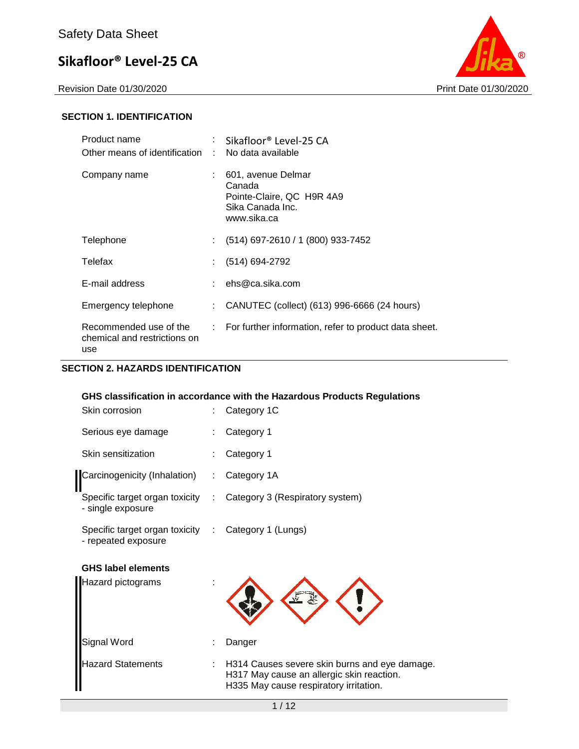Safety Data Sheet

# Sikafloor® Level-25 CA

Revision Date 01/30/2020 Print Date 01/30/2020

## SECTION 1. IDENTIFICATION

| | | |
|---|---|---|
| Product name | : | Sikafloor® Level-25 CA |
| Other means of identification | : | No data available |
| Company name | : | 601, avenue Delmar<br>Canada<br>Pointe-Claire, QC H9R 4A9<br>Sika Canada Inc.<br>www.sika.ca |
| Telephone | : | (514) 697-2610 / 1 (800) 933-7452 |
| Telefax | : | (514) 694-2792 |
| E-mail address | : | ehs@ca.sika.com |
| Emergency telephone | : | CANUTEC (collect) (613) 996-6666 (24 hours) |
| Recommended use of the chemical and restrictions on use | : | For further information, refer to product data sheet. |

## SECTION 2. HAZARDS IDENTIFICATION

### GHS classification in accordance with the Hazardous Products Regulations

| | | |
|---|---|---|
| Skin corrosion | : | Category 1C |
| Serious eye damage | : | Category 1 |
| Skin sensitization | : | Category 1 |
| Carcinogenicity (Inhalation) | : | Category 1A |
| Specific target organ toxicity - single exposure | : | Category 3 (Respiratory system) |
| Specific target organ toxicity - repeated exposure | : | Category 1 (Lungs) |

### GHS label elements

| | | |
|---|---|---|
| Hazard pictograms | : | |
| Signal Word | : | Danger |
| Hazard Statements | : | H314 Causes severe skin burns and eye damage.<br>H317 May cause an allergic skin reaction.<br>H335 May cause respiratory irritation. |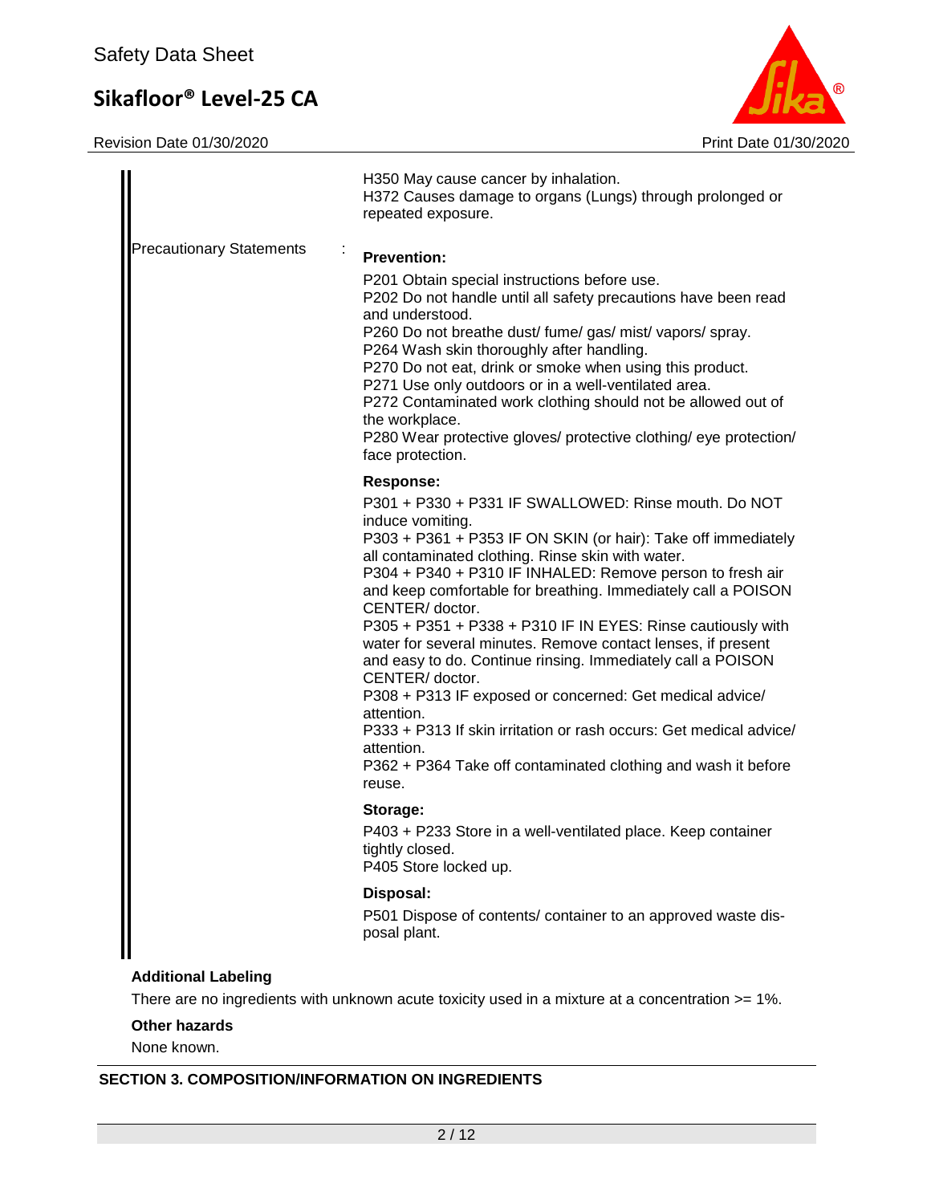H350 May cause cancer by inhalation.
H372 Causes damage to organs (Lungs) through prolonged or repeated exposure.

Precautionary Statements :

**Prevention:**

P201 Obtain special instructions before use.
P202 Do not handle until all safety precautions have been read and understood.
P260 Do not breathe dust/ fume/ gas/ mist/ vapors/ spray.
P264 Wash skin thoroughly after handling.
P270 Do not eat, drink or smoke when using this product.
P271 Use only outdoors or in a well-ventilated area.
P272 Contaminated work clothing should not be allowed out of the workplace.
P280 Wear protective gloves/ protective clothing/ eye protection/ face protection.

**Response:**

P301 + P330 + P331 IF SWALLOWED: Rinse mouth. Do NOT induce vomiting.
P303 + P361 + P353 IF ON SKIN (or hair): Take off immediately all contaminated clothing. Rinse skin with water.
P304 + P340 + P310 IF INHALED: Remove person to fresh air and keep comfortable for breathing. Immediately call a POISON CENTER/ doctor.
P305 + P351 + P338 + P310 IF IN EYES: Rinse cautiously with water for several minutes. Remove contact lenses, if present and easy to do. Continue rinsing. Immediately call a POISON CENTER/ doctor.
P308 + P313 IF exposed or concerned: Get medical advice/ attention.
P333 + P313 If skin irritation or rash occurs: Get medical advice/ attention.
P362 + P364 Take off contaminated clothing and wash it before reuse.

**Storage:**

P403 + P233 Store in a well-ventilated place. Keep container tightly closed.
P405 Store locked up.

**Disposal:**

P501 Dispose of contents/ container to an approved waste disposal plant.

**Additional Labeling**

There are no ingredients with unknown acute toxicity used in a mixture at a concentration >= 1%.

**Other hazards**

None known.

## SECTION 3. COMPOSITION/INFORMATION ON INGREDIENTS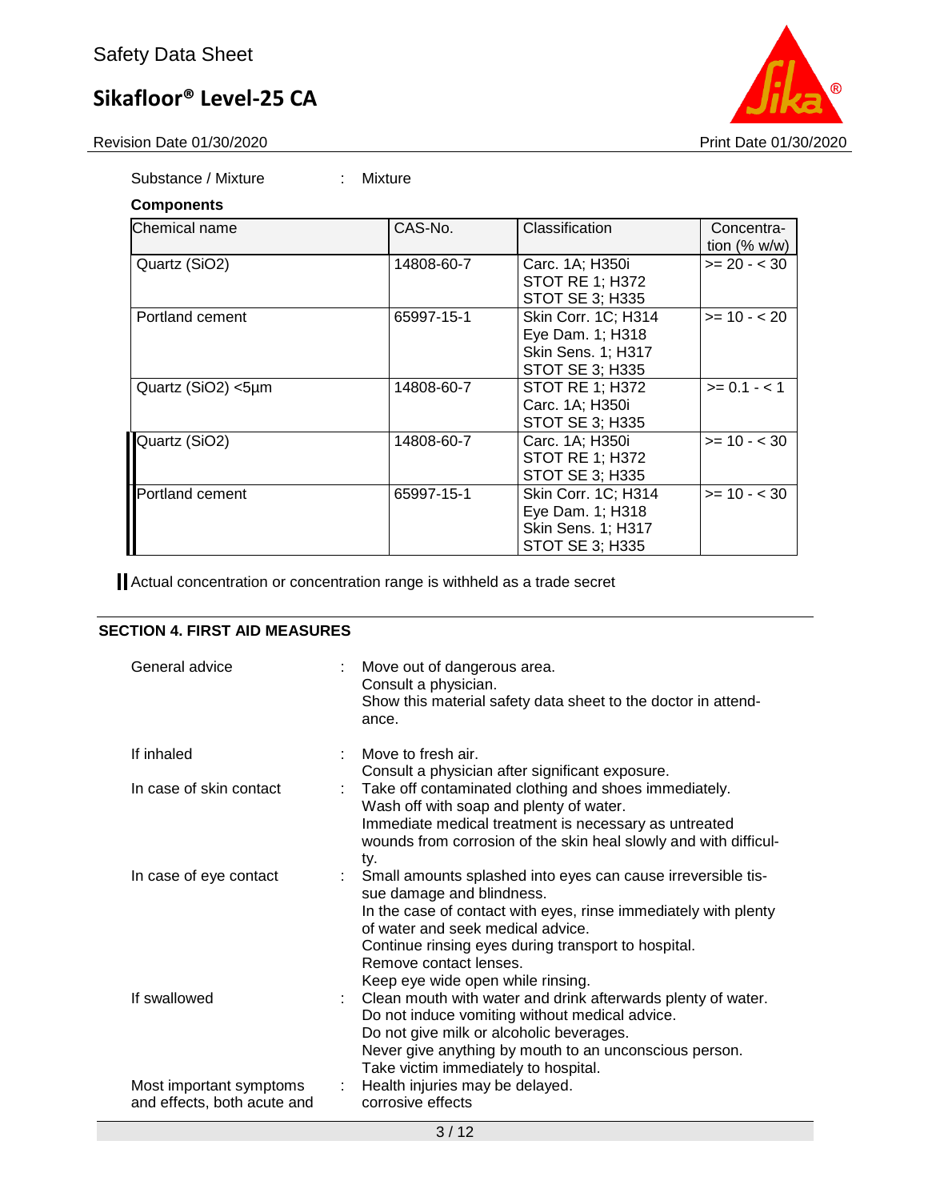Substance / Mixture : Mixture

**Components**

| Chemical name | CAS-No. | Classification | Concentration (% w/w) |
|---|---|---|---|
| Quartz (SiO2) | 14808-60-7 | Carc. 1A; H350i<br>STOT RE 1; H372<br>STOT SE 3; H335 | >= 20 - < 30 |
| Portland cement | 65997-15-1 | Skin Corr. 1C; H314<br>Eye Dam. 1; H318<br>Skin Sens. 1; H317<br>STOT SE 3; H335 | >= 10 - < 20 |
| Quartz (SiO2) <5µm | 14808-60-7 | STOT RE 1; H372<br>Carc. 1A; H350i<br>STOT SE 3; H335 | >= 0.1 - < 1 |
| Quartz (SiO2) | 14808-60-7 | Carc. 1A; H350i<br>STOT RE 1; H372<br>STOT SE 3; H335 | >= 10 - < 30 |
| Portland cement | 65997-15-1 | Skin Corr. 1C; H314<br>Eye Dam. 1; H318<br>Skin Sens. 1; H317<br>STOT SE 3; H335 | >= 10 - < 30 |

Actual concentration or concentration range is withheld as a trade secret

## SECTION 4. FIRST AID MEASURES

General advice : Move out of dangerous area.
Consult a physician.
Show this material safety data sheet to the doctor in attendance.

If inhaled : Move to fresh air.
Consult a physician after significant exposure.

In case of skin contact : Take off contaminated clothing and shoes immediately.
Wash off with soap and plenty of water.
Immediate medical treatment is necessary as untreated wounds from corrosion of the skin heal slowly and with difficulty.

In case of eye contact : Small amounts splashed into eyes can cause irreversible tissue damage and blindness.
In the case of contact with eyes, rinse immediately with plenty of water and seek medical advice.
Continue rinsing eyes during transport to hospital.
Remove contact lenses.
Keep eye wide open while rinsing.

If swallowed : Clean mouth with water and drink afterwards plenty of water.
Do not induce vomiting without medical advice.
Do not give milk or alcoholic beverages.
Never give anything by mouth to an unconscious person.
Take victim immediately to hospital.

Most important symptoms and effects, both acute and : Health injuries may be delayed.
corrosive effects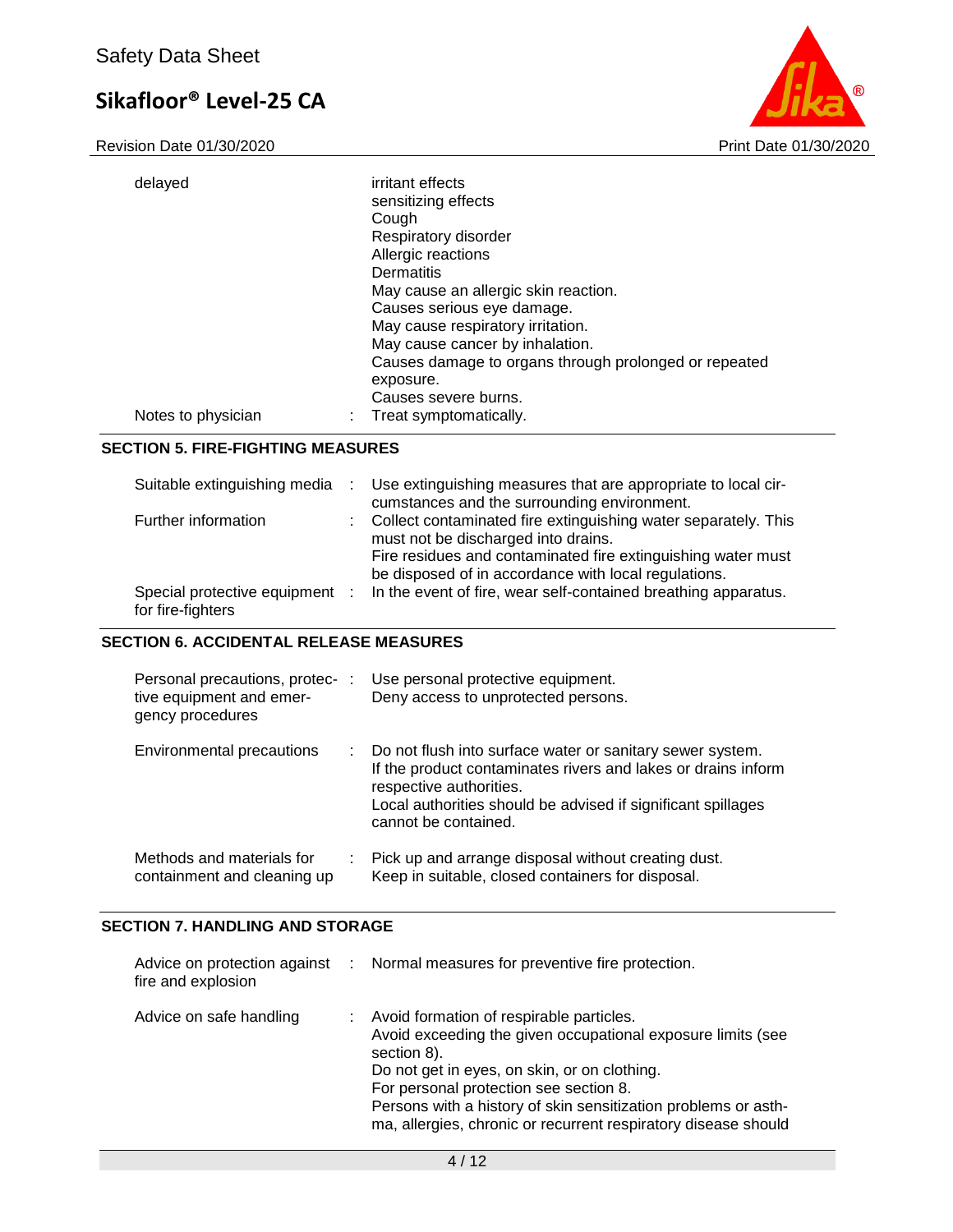| | | |
|---|---|---|
| delayed | | irritant effects<br>sensitizing effects<br>Cough<br>Respiratory disorder<br>Allergic reactions<br>Dermatitis<br>May cause an allergic skin reaction.<br>Causes serious eye damage.<br>May cause respiratory irritation.<br>May cause cancer by inhalation.<br>Causes damage to organs through prolonged or repeated exposure.<br>Causes severe burns. |
| Notes to physician | : | Treat symptomatically. |

## SECTION 5. FIRE-FIGHTING MEASURES

| | | |
|---|---|---|
| Suitable extinguishing media | : | Use extinguishing measures that are appropriate to local circumstances and the surrounding environment. |
| Further information | : | Collect contaminated fire extinguishing water separately. This must not be discharged into drains.<br>Fire residues and contaminated fire extinguishing water must be disposed of in accordance with local regulations. |
| Special protective equipment for fire-fighters | : | In the event of fire, wear self-contained breathing apparatus. |

## SECTION 6. ACCIDENTAL RELEASE MEASURES

| | | |
|---|---|---|
| Personal precautions, protective equipment and emergency procedures | : | Use personal protective equipment.<br>Deny access to unprotected persons. |
| Environmental precautions | : | Do not flush into surface water or sanitary sewer system.<br>If the product contaminates rivers and lakes or drains inform respective authorities.<br>Local authorities should be advised if significant spillages cannot be contained. |
| Methods and materials for containment and cleaning up | : | Pick up and arrange disposal without creating dust.<br>Keep in suitable, closed containers for disposal. |

## SECTION 7. HANDLING AND STORAGE

| | | |
|---|---|---|
| Advice on protection against fire and explosion | : | Normal measures for preventive fire protection. |
| Advice on safe handling | : | Avoid formation of respirable particles.<br>Avoid exceeding the given occupational exposure limits (see section 8).<br>Do not get in eyes, on skin, or on clothing.<br>For personal protection see section 8.<br>Persons with a history of skin sensitization problems or asthma, allergies, chronic or recurrent respiratory disease should |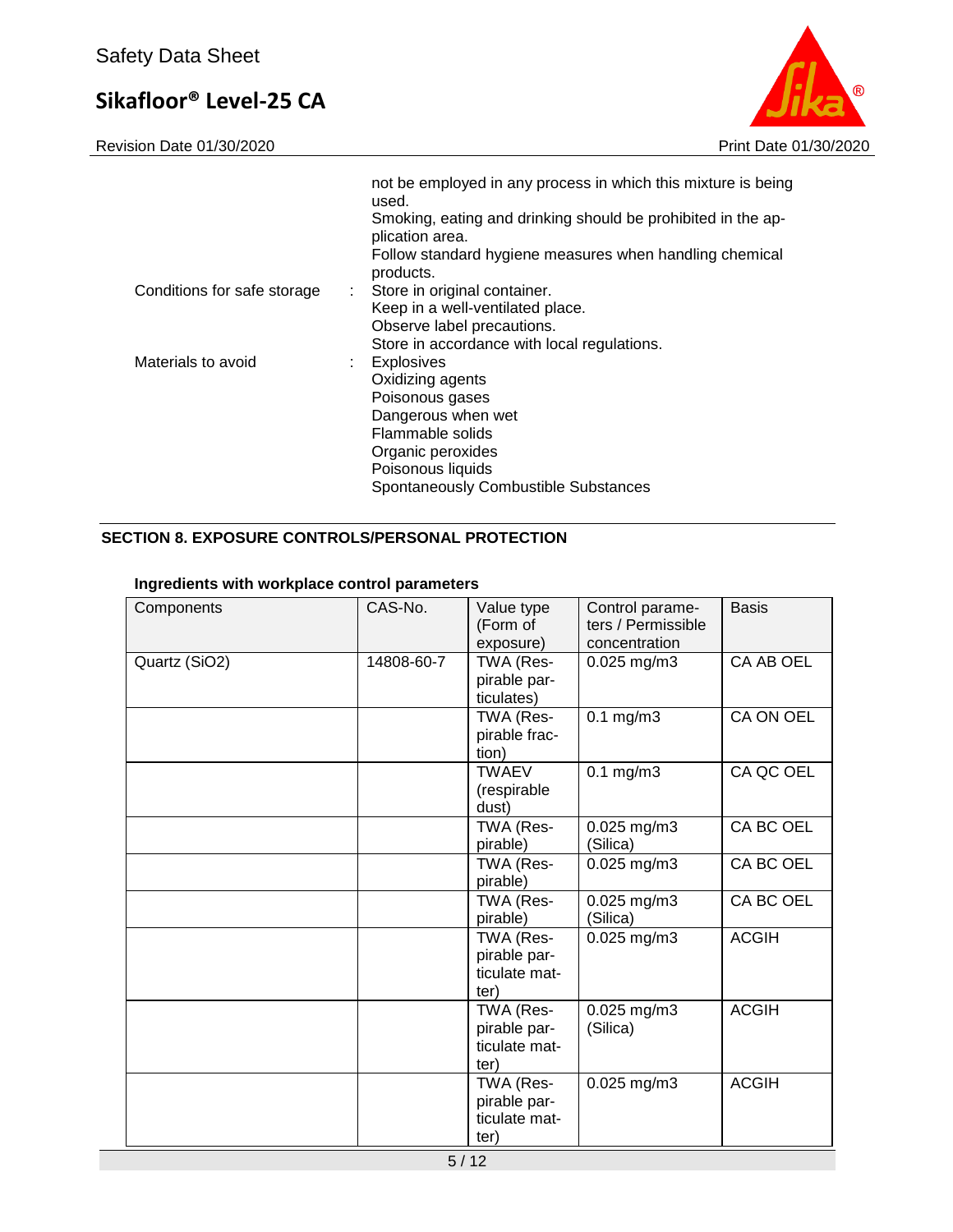not be employed in any process in which this mixture is being used.
Smoking, eating and drinking should be prohibited in the application area.
Follow standard hygiene measures when handling chemical products.

Conditions for safe storage : Store in original container.
Keep in a well-ventilated place.
Observe label precautions.
Store in accordance with local regulations.

Materials to avoid : Explosives
Oxidizing agents
Poisonous gases
Dangerous when wet
Flammable solids
Organic peroxides
Poisonous liquids
Spontaneously Combustible Substances

## SECTION 8. EXPOSURE CONTROLS/PERSONAL PROTECTION

**Ingredients with workplace control parameters**

| Components | CAS-No. | Value type (Form of exposure) | Control parameters / Permissible concentration | Basis |
|---|---|---|---|---|
| Quartz ($SiO_2$) | 14808-60-7 | TWA (Respirable particulates) | 0.025 mg/m3 | CA AB OEL |
| | | TWA (Respirable fraction) | 0.1 mg/m3 | CA ON OEL |
| | | TWAEV (respirable dust) | 0.1 mg/m3 | CA QC OEL |
| | | TWA (Respirable) | 0.025 mg/m3 (Silica) | CA BC OEL |
| | | TWA (Respirable) | 0.025 mg/m3 | CA BC OEL |
| | | TWA (Respirable) | 0.025 mg/m3 (Silica) | CA BC OEL |
| | | TWA (Respirable particulate matter) | 0.025 mg/m3 | ACGIH |
| | | TWA (Respirable particulate matter) | 0.025 mg/m3 (Silica) | ACGIH |
| | | TWA (Respirable particulate matter) | 0.025 mg/m3 | ACGIH |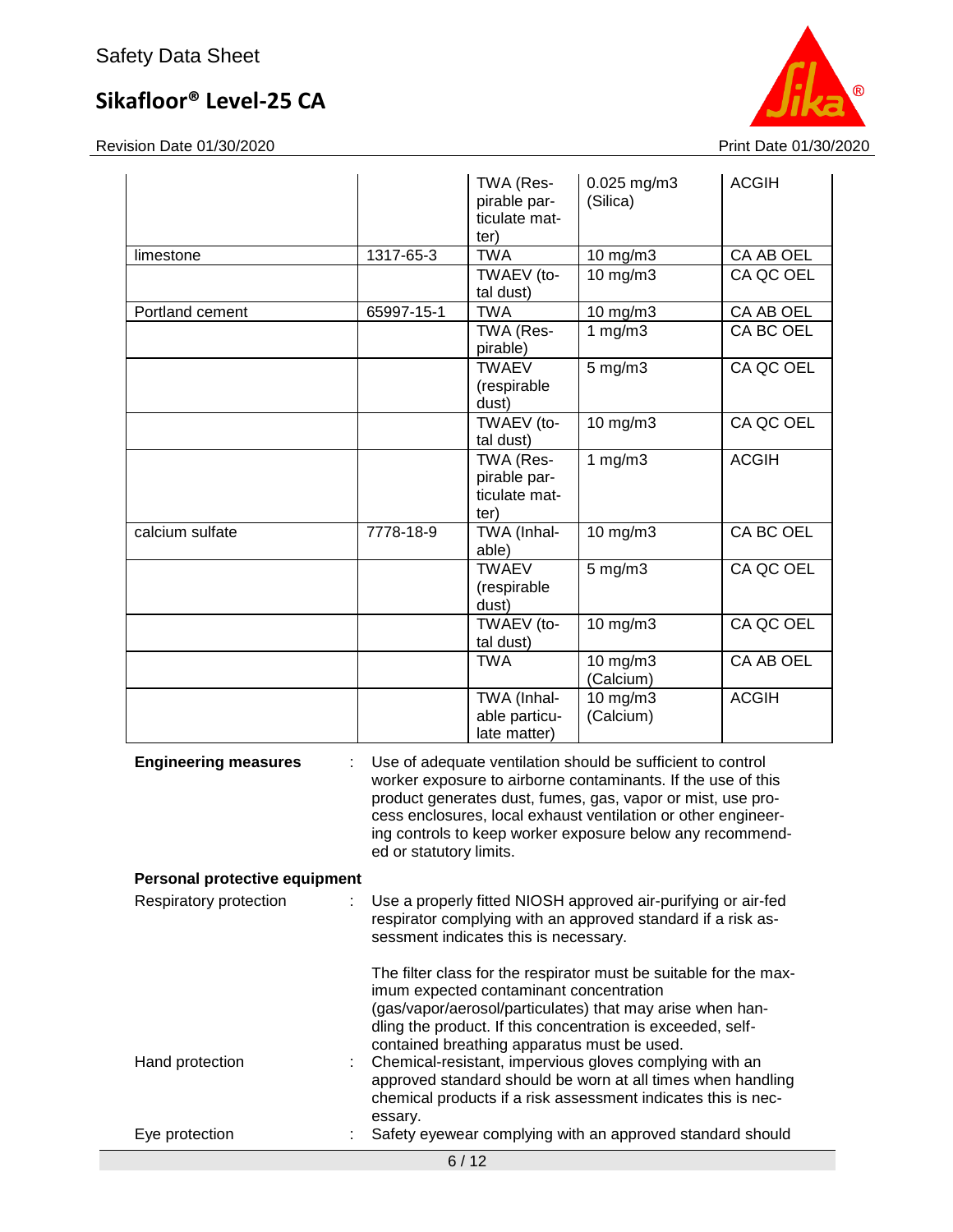| | | TWA (Respirable particulate matter) | 0.025 mg/m3 (Silica) | ACGIH |
|---|---|---|---|---|
| limestone | 1317-65-3 | TWA | 10 mg/m3 | CA AB OEL |
| | | TWAEV (total dust) | 10 mg/m3 | CA QC OEL |
| Portland cement | 65997-15-1 | TWA | 10 mg/m3 | CA AB OEL |
| | | TWA (Respirable) | 1 mg/m3 | CA BC OEL |
| | | TWAEV (respirable dust) | 5 mg/m3 | CA QC OEL |
| | | TWAEV (total dust) | 10 mg/m3 | CA QC OEL |
| | | TWA (Respirable particulate matter) | 1 mg/m3 | ACGIH |
| calcium sulfate | 7778-18-9 | TWA (Inhalable) | 10 mg/m3 | CA BC OEL |
| | | TWAEV (respirable dust) | 5 mg/m3 | CA QC OEL |
| | | TWAEV (total dust) | 10 mg/m3 | CA QC OEL |
| | | TWA | 10 mg/m3 (Calcium) | CA AB OEL |
| | | TWA (Inhalable particulate matter) | 10 mg/m3 (Calcium) | ACGIH |

**Engineering measures** : Use of adequate ventilation should be sufficient to control worker exposure to airborne contaminants. If the use of this product generates dust, fumes, gas, vapor or mist, use process enclosures, local exhaust ventilation or other engineering controls to keep worker exposure below any recommended or statutory limits.

**Personal protective equipment**

Respiratory protection : Use a properly fitted NIOSH approved air-purifying or air-fed respirator complying with an approved standard if a risk assessment indicates this is necessary.

The filter class for the respirator must be suitable for the maximum expected contaminant concentration (gas/vapor/aerosol/particulates) that may arise when handling the product. If this concentration is exceeded, self-contained breathing apparatus must be used.

Hand protection : Chemical-resistant, impervious gloves complying with an approved standard should be worn at all times when handling chemical products if a risk assessment indicates this is necessary.

Eye protection : Safety eyewear complying with an approved standard should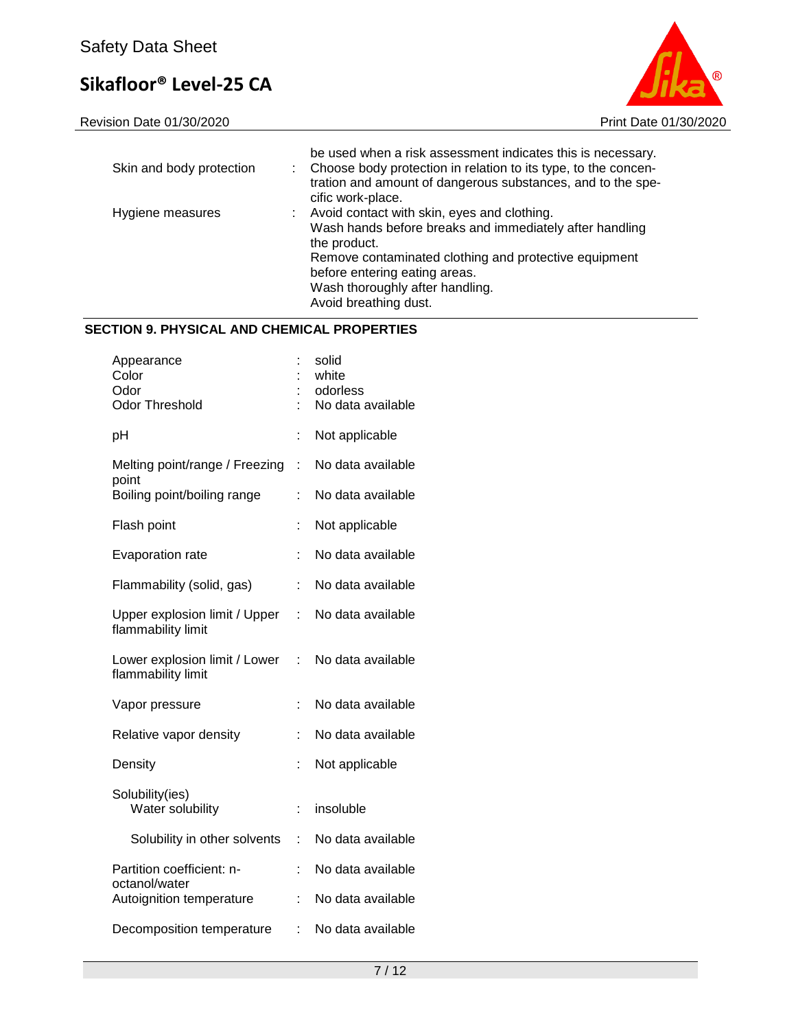| | | |
|---|---|---|
| | | be used when a risk assessment indicates this is necessary. |
| Skin and body protection | : | Choose body protection in relation to its type, to the concentration and amount of dangerous substances, and to the specific work-place. |
| Hygiene measures | : | Avoid contact with skin, eyes and clothing.<br>Wash hands before breaks and immediately after handling the product.<br>Remove contaminated clothing and protective equipment before entering eating areas.<br>Wash thoroughly after handling.<br>Avoid breathing dust. |

## SECTION 9. PHYSICAL AND CHEMICAL PROPERTIES

| | | |
|---|---|---|
| Appearance | : | solid |
| Color | : | white |
| Odor | : | odorless |
| Odor Threshold | : | No data available |
| pH | : | Not applicable |
| Melting point/range / Freezing point | : | No data available |
| Boiling point/boiling range | : | No data available |
| Flash point | : | Not applicable |
| Evaporation rate | : | No data available |
| Flammability (solid, gas) | : | No data available |
| Upper explosion limit / Upper flammability limit | : | No data available |
| Lower explosion limit / Lower flammability limit | : | No data available |
| Vapor pressure | : | No data available |
| Relative vapor density | : | No data available |
| Density | : | Not applicable |
| Solubility(ies) | | |
| Water solubility | : | insoluble |
| Solubility in other solvents | : | No data available |
| Partition coefficient: n-octanol/water | : | No data available |
| Autoignition temperature | : | No data available |
| Decomposition temperature | : | No data available |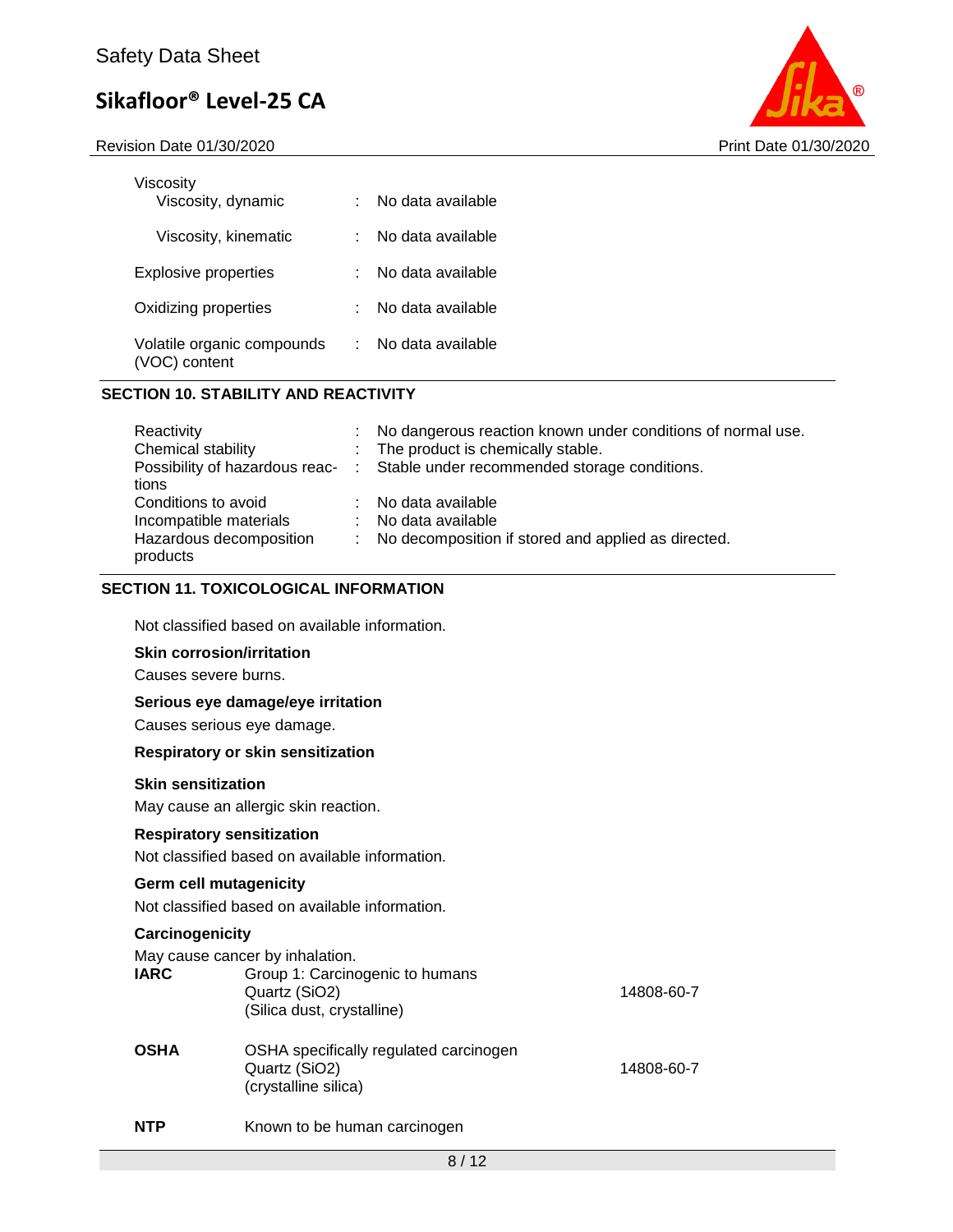| | | |
|---|---|---|
| Viscosity | | |
| Viscosity, dynamic | : | No data available |
| Viscosity, kinematic | : | No data available |
| Explosive properties | : | No data available |
| Oxidizing properties | : | No data available |
| Volatile organic compounds (VOC) content | : | No data available |

## SECTION 10. STABILITY AND REACTIVITY

| | | |
|---|---|---|
| Reactivity | : | No dangerous reaction known under conditions of normal use. |
| Chemical stability | : | The product is chemically stable. |
| Possibility of hazardous reactions | : | Stable under recommended storage conditions. |
| Conditions to avoid | : | No data available |
| Incompatible materials | : | No data available |
| Hazardous decomposition products | : | No decomposition if stored and applied as directed. |

## SECTION 11. TOXICOLOGICAL INFORMATION

Not classified based on available information.

**Skin corrosion/irritation**

Causes severe burns.

**Serious eye damage/eye irritation**

Causes serious eye damage.

**Respiratory or skin sensitization**

**Skin sensitization**

May cause an allergic skin reaction.

**Respiratory sensitization**

Not classified based on available information.

**Germ cell mutagenicity**

Not classified based on available information.

**Carcinogenicity**

May cause cancer by inhalation.

| | | |
|---|---|---|
| **IARC** | Group 1: Carcinogenic to humans<br>Quartz (SiO2)<br>(Silica dust, crystalline) | 14808-60-7 |
| **OSHA** | OSHA specifically regulated carcinogen<br>Quartz (SiO2)<br>(crystalline silica) | 14808-60-7 |
| **NTP** | Known to be human carcinogen | |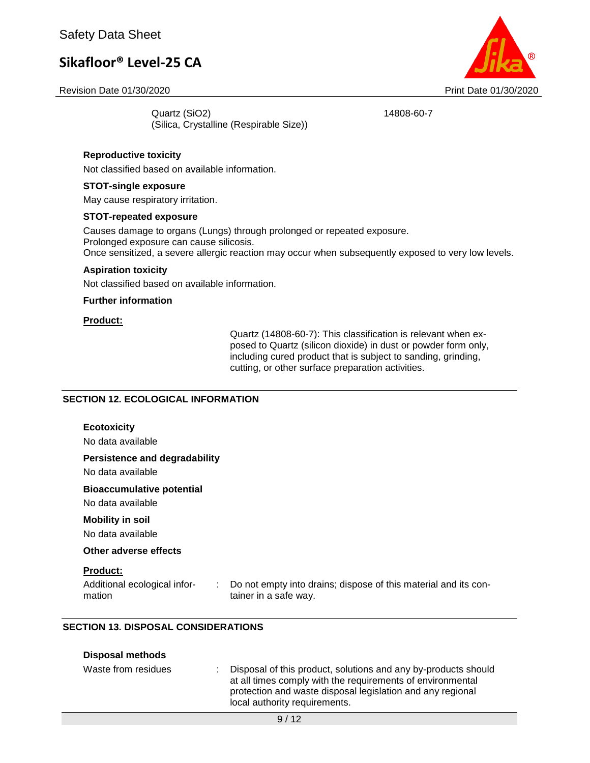| | |
|---|---|
| Quartz ($SiO_2$) (Silica, Crystalline (Respirable Size)) | 14808-60-7 |

**Reproductive toxicity**

Not classified based on available information.

**STOT-single exposure**

May cause respiratory irritation.

**STOT-repeated exposure**

Causes damage to organs (Lungs) through prolonged or repeated exposure.
Prolonged exposure can cause silicosis.
Once sensitized, a severe allergic reaction may occur when subsequently exposed to very low levels.

**Aspiration toxicity**

Not classified based on available information.

**Further information**

**Product:**

Quartz (14808-60-7): This classification is relevant when exposed to Quartz (silicon dioxide) in dust or powder form only, including cured product that is subject to sanding, grinding, cutting, or other surface preparation activities.

## SECTION 12. ECOLOGICAL INFORMATION

**Ecotoxicity**

No data available

**Persistence and degradability**

No data available

**Bioaccumulative potential**

No data available

**Mobility in soil**

No data available

**Other adverse effects**

**Product:**

Additional ecological information : Do not empty into drains; dispose of this material and its container in a safe way.

## SECTION 13. DISPOSAL CONSIDERATIONS

**Disposal methods**

Waste from residues : Disposal of this product, solutions and any by-products should at all times comply with the requirements of environmental protection and waste disposal legislation and any regional local authority requirements.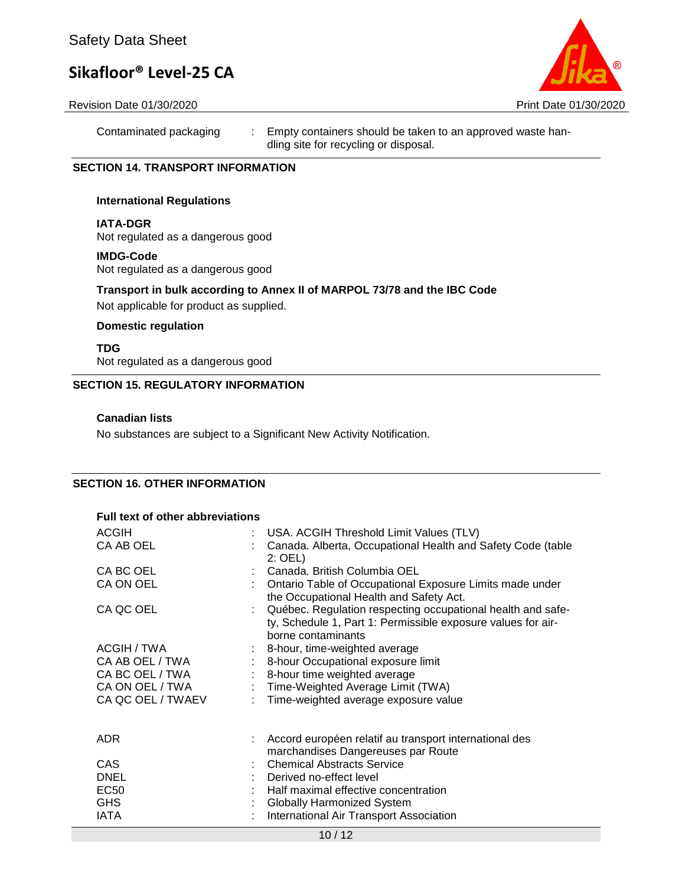| | | |
|---|---|---|
| Contaminated packaging | : | Empty containers should be taken to an approved waste handling site for recycling or disposal. |

## SECTION 14. TRANSPORT INFORMATION

### International Regulations

**IATA-DGR**
Not regulated as a dangerous good

**IMDG-Code**
Not regulated as a dangerous good

**Transport in bulk according to Annex II of MARPOL 73/78 and the IBC Code**
Not applicable for product as supplied.

### Domestic regulation

**TDG**
Not regulated as a dangerous good

## SECTION 15. REGULATORY INFORMATION

### Canadian lists

No substances are subject to a Significant New Activity Notification.

## SECTION 16. OTHER INFORMATION

### Full text of other abbreviations

| | | |
|---|---|---|
| ACGIH | : | USA. ACGIH Threshold Limit Values (TLV) |
| CA AB OEL | : | Canada. Alberta, Occupational Health and Safety Code (table 2: OEL) |
| CA BC OEL | : | Canada. British Columbia OEL |
| CA ON OEL | : | Ontario Table of Occupational Exposure Limits made under the Occupational Health and Safety Act. |
| CA QC OEL | : | Québec. Regulation respecting occupational health and safety, Schedule 1, Part 1: Permissible exposure values for airborne contaminants |
| ACGIH / TWA | : | 8-hour, time-weighted average |
| CA AB OEL / TWA | : | 8-hour Occupational exposure limit |
| CA BC OEL / TWA | : | 8-hour time weighted average |
| CA ON OEL / TWA | : | Time-Weighted Average Limit (TWA) |
| CA QC OEL / TWAEV | : | Time-weighted average exposure value |

| | | |
|---|---|---|
| ADR | : | Accord européen relatif au transport international des marchandises Dangereuses par Route |
| CAS | : | Chemical Abstracts Service |
| DNEL | : | Derived no-effect level |
| EC50 | : | Half maximal effective concentration |
| GHS | : | Globally Harmonized System |
| IATA | : | International Air Transport Association |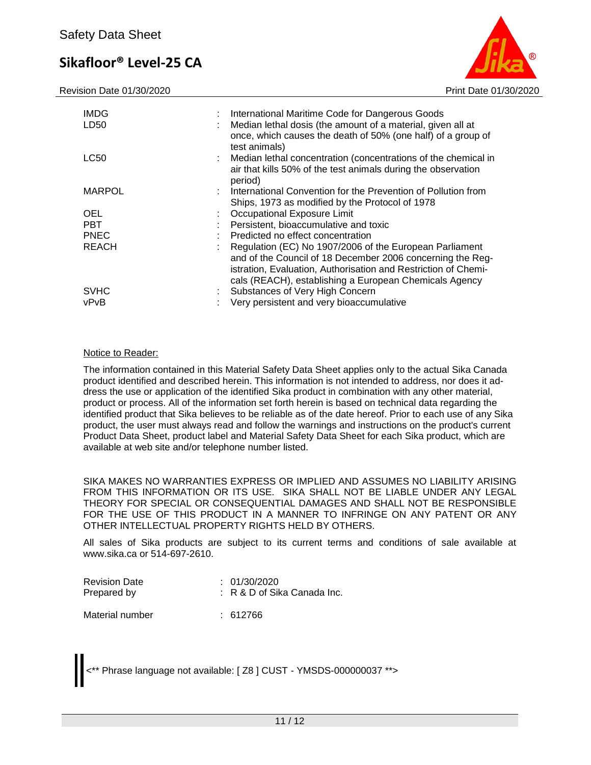| | | |
|---|---|---|
| IMDG | : | International Maritime Code for Dangerous Goods |
| LD50 | : | Median lethal dosis (the amount of a material, given all at once, which causes the death of 50% (one half) of a group of test animals) |
| LC50 | : | Median lethal concentration (concentrations of the chemical in air that kills 50% of the test animals during the observation period) |
| MARPOL | : | International Convention for the Prevention of Pollution from Ships, 1973 as modified by the Protocol of 1978 |
| OEL | : | Occupational Exposure Limit |
| PBT | : | Persistent, bioaccumulative and toxic |
| PNEC | : | Predicted no effect concentration |
| REACH | : | Regulation (EC) No 1907/2006 of the European Parliament and of the Council of 18 December 2006 concerning the Registration, Evaluation, Authorisation and Restriction of Chemicals (REACH), establishing a European Chemicals Agency |
| SVHC | : | Substances of Very High Concern |
| vPvB | : | Very persistent and very bioaccumulative |

Notice to Reader:

The information contained in this Material Safety Data Sheet applies only to the actual Sika Canada product identified and described herein. This information is not intended to address, nor does it address the use or application of the identified Sika product in combination with any other material, product or process. All of the information set forth herein is based on technical data regarding the identified product that Sika believes to be reliable as of the date hereof. Prior to each use of any Sika product, the user must always read and follow the warnings and instructions on the product's current Product Data Sheet, product label and Material Safety Data Sheet for each Sika product, which are available at web site and/or telephone number listed.

SIKA MAKES NO WARRANTIES EXPRESS OR IMPLIED AND ASSUMES NO LIABILITY ARISING FROM THIS INFORMATION OR ITS USE. SIKA SHALL NOT BE LIABLE UNDER ANY LEGAL THEORY FOR SPECIAL OR CONSEQUENTIAL DAMAGES AND SHALL NOT BE RESPONSIBLE FOR THE USE OF THIS PRODUCT IN A MANNER TO INFRINGE ON ANY PATENT OR ANY OTHER INTELLECTUAL PROPERTY RIGHTS HELD BY OTHERS.

All sales of Sika products are subject to its current terms and conditions of sale available at www.sika.ca or 514-697-2610.

| | | |
|---|---|---|
| Revision Date | : | 01/30/2020 |
| Prepared by | : | R & D of Sika Canada Inc. |
| Material number | : | 612766 |

<** Phrase language not available: [ Z8 ] CUST - YMSDS-000000037 **>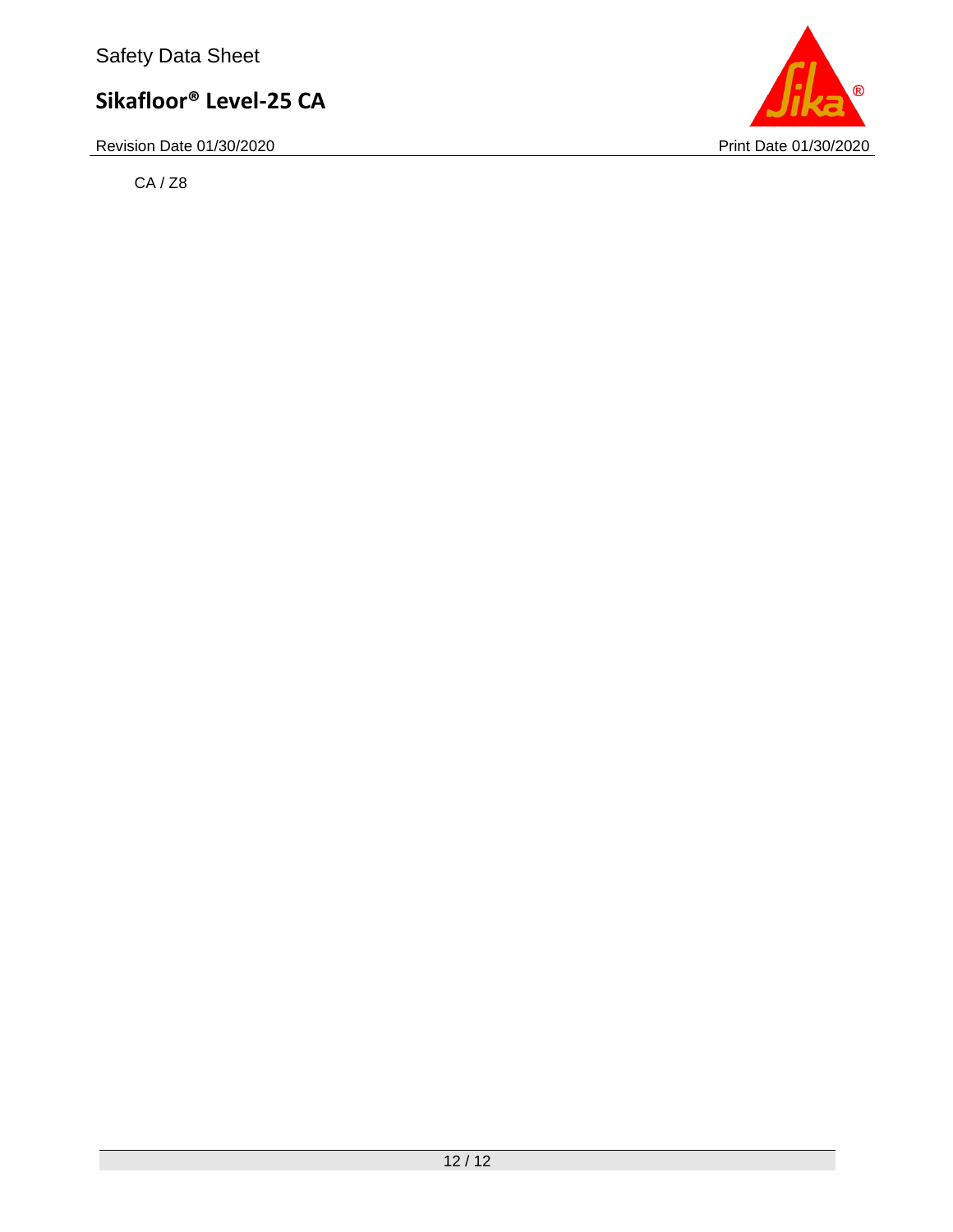CA / Z8